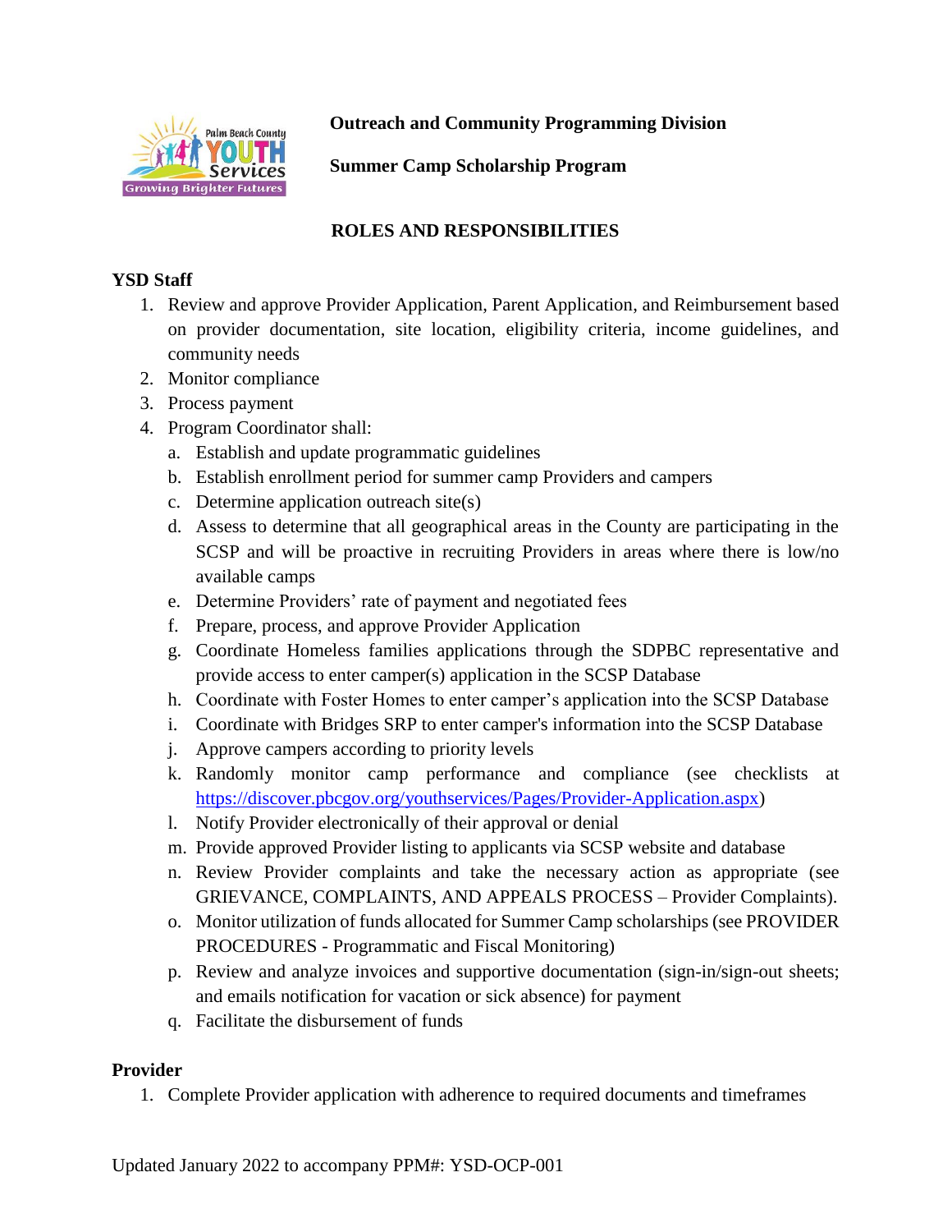**Outreach and Community Programming Division**

**Summer Camp Scholarship Program**

## ROLES AND RESPONSIBILITIES

### YSD Staff

1. Review and approve Provider Application, Parent Application, and Reimbursement based on provider documentation, site location, eligibility criteria, income guidelines, and community needs
2. Monitor compliance
3. Process payment
4. Program Coordinator shall:
   a. Establish and update programmatic guidelines
   b. Establish enrollment period for summer camp Providers and campers
   c. Determine application outreach site(s)
   d. Assess to determine that all geographical areas in the County are participating in the SCSP and will be proactive in recruiting Providers in areas where there is low/no available camps
   e. Determine Providers' rate of payment and negotiated fees
   f. Prepare, process, and approve Provider Application
   g. Coordinate Homeless families applications through the SDPBC representative and provide access to enter camper(s) application in the SCSP Database
   h. Coordinate with Foster Homes to enter camper's application into the SCSP Database
   i. Coordinate with Bridges SRP to enter camper's information into the SCSP Database
   j. Approve campers according to priority levels
   k. Randomly monitor camp performance and compliance (see checklists at [https://discover.pbcgov.org/youthservices/Pages/Provider-Application.aspx](https://discover.pbcgov.org/youthservices/Pages/Provider-Application.aspx))
   l. Notify Provider electronically of their approval or denial
   m. Provide approved Provider listing to applicants via SCSP website and database
   n. Review Provider complaints and take the necessary action as appropriate (see GRIEVANCE, COMPLAINTS, AND APPEALS PROCESS – Provider Complaints).
   o. Monitor utilization of funds allocated for Summer Camp scholarships (see PROVIDER PROCEDURES - Programmatic and Fiscal Monitoring)
   p. Review and analyze invoices and supportive documentation (sign-in/sign-out sheets; and emails notification for vacation or sick absence) for payment
   q. Facilitate the disbursement of funds

### Provider

1. Complete Provider application with adherence to required documents and timeframes

Updated January 2022 to accompany PPM#: YSD-OCP-001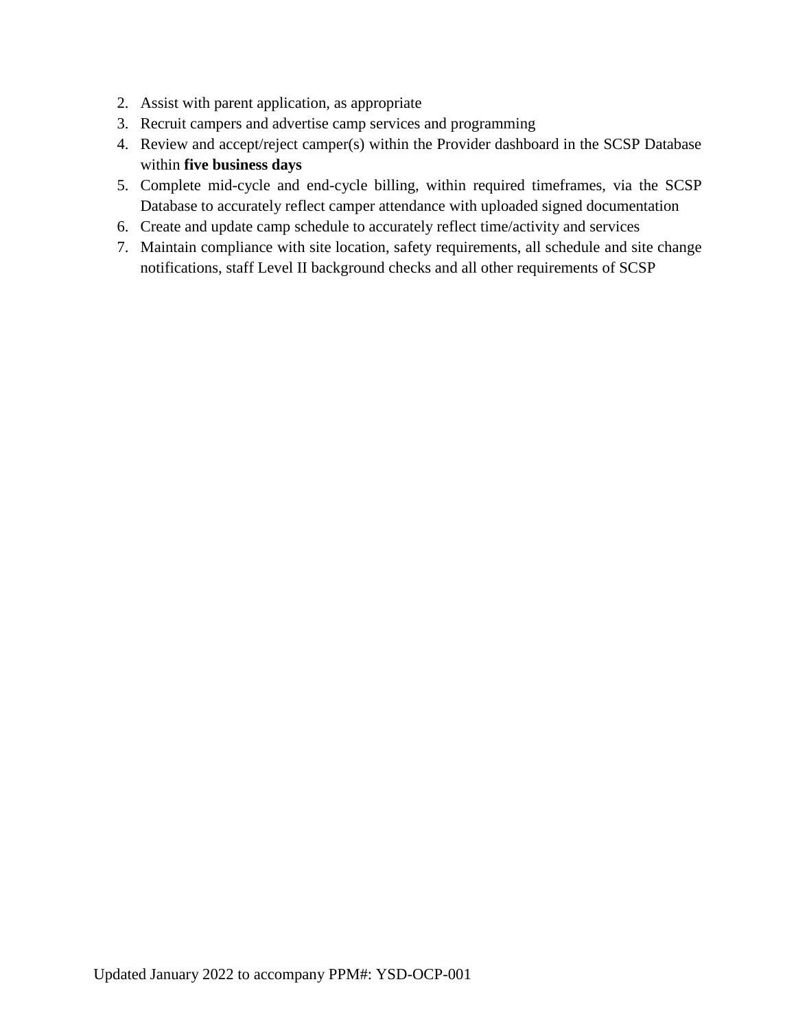2. Assist with parent application, as appropriate
3. Recruit campers and advertise camp services and programming
4. Review and accept/reject camper(s) within the Provider dashboard in the SCSP Database within **five business days**
5. Complete mid-cycle and end-cycle billing, within required timeframes, via the SCSP Database to accurately reflect camper attendance with uploaded signed documentation
6. Create and update camp schedule to accurately reflect time/activity and services
7. Maintain compliance with site location, safety requirements, all schedule and site change notifications, staff Level II background checks and all other requirements of SCSP

Updated January 2022 to accompany PPM#: YSD-OCP-001